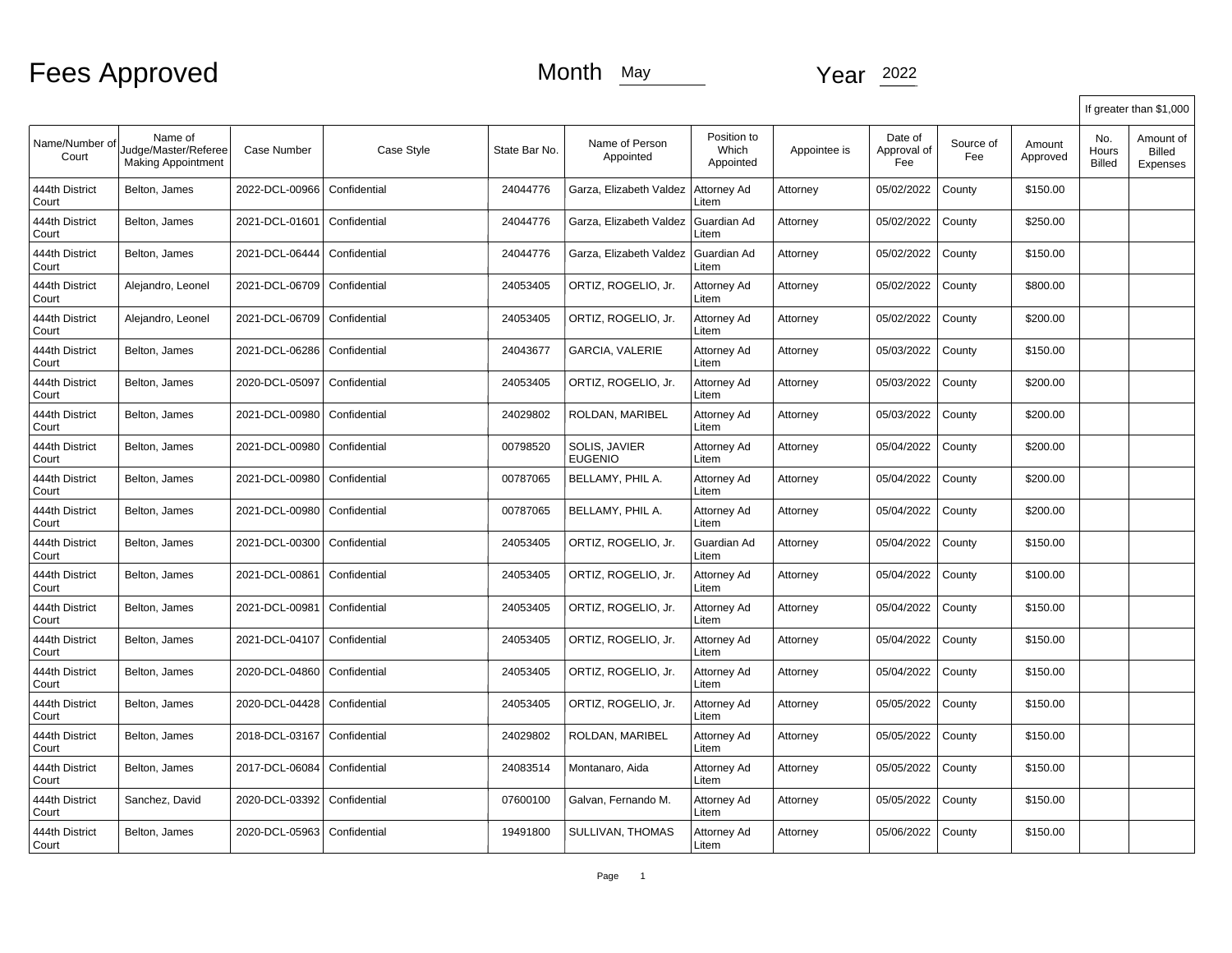# Fees Approved

Month May

Year 2022

| Name/Number of Court | Name of Judge/Master/Referee Making Appointment | Case Number | Case Style | State Bar No. | Name of Person Appointed | Position to Which Appointed | Appointee is | Date of Approval of Fee | Source of Fee | Amount Approved | If greater than $1,000 No. Hours Billed | Amount of Billed Expenses |
|---|---|---|---|---|---|---|---|---|---|---|---|---|
| 444th District Court | Belton, James | 2022-DCL-00966 | Confidential | 24044776 | Garza, Elizabeth Valdez | Attorney Ad Litem | Attorney | 05/02/2022 | County | $150.00 | | |
| 444th District Court | Belton, James | 2021-DCL-01601 | Confidential | 24044776 | Garza, Elizabeth Valdez | Guardian Ad Litem | Attorney | 05/02/2022 | County | $250.00 | | |
| 444th District Court | Belton, James | 2021-DCL-06444 | Confidential | 24044776 | Garza, Elizabeth Valdez | Guardian Ad Litem | Attorney | 05/02/2022 | County | $150.00 | | |
| 444th District Court | Alejandro, Leonel | 2021-DCL-06709 | Confidential | 24053405 | ORTIZ, ROGELIO, Jr. | Attorney Ad Litem | Attorney | 05/02/2022 | County | $800.00 | | |
| 444th District Court | Alejandro, Leonel | 2021-DCL-06709 | Confidential | 24053405 | ORTIZ, ROGELIO, Jr. | Attorney Ad Litem | Attorney | 05/02/2022 | County | $200.00 | | |
| 444th District Court | Belton, James | 2021-DCL-06286 | Confidential | 24043677 | GARCIA, VALERIE | Attorney Ad Litem | Attorney | 05/03/2022 | County | $150.00 | | |
| 444th District Court | Belton, James | 2020-DCL-05097 | Confidential | 24053405 | ORTIZ, ROGELIO, Jr. | Attorney Ad Litem | Attorney | 05/03/2022 | County | $200.00 | | |
| 444th District Court | Belton, James | 2021-DCL-00980 | Confidential | 24029802 | ROLDAN, MARIBEL | Attorney Ad Litem | Attorney | 05/03/2022 | County | $200.00 | | |
| 444th District Court | Belton, James | 2021-DCL-00980 | Confidential | 00798520 | SOLIS, JAVIER EUGENIO | Attorney Ad Litem | Attorney | 05/04/2022 | County | $200.00 | | |
| 444th District Court | Belton, James | 2021-DCL-00980 | Confidential | 00787065 | BELLAMY, PHIL A. | Attorney Ad Litem | Attorney | 05/04/2022 | County | $200.00 | | |
| 444th District Court | Belton, James | 2021-DCL-00980 | Confidential | 00787065 | BELLAMY, PHIL A. | Attorney Ad Litem | Attorney | 05/04/2022 | County | $200.00 | | |
| 444th District Court | Belton, James | 2021-DCL-00300 | Confidential | 24053405 | ORTIZ, ROGELIO, Jr. | Guardian Ad Litem | Attorney | 05/04/2022 | County | $150.00 | | |
| 444th District Court | Belton, James | 2021-DCL-00861 | Confidential | 24053405 | ORTIZ, ROGELIO, Jr. | Attorney Ad Litem | Attorney | 05/04/2022 | County | $100.00 | | |
| 444th District Court | Belton, James | 2021-DCL-00981 | Confidential | 24053405 | ORTIZ, ROGELIO, Jr. | Attorney Ad Litem | Attorney | 05/04/2022 | County | $150.00 | | |
| 444th District Court | Belton, James | 2021-DCL-04107 | Confidential | 24053405 | ORTIZ, ROGELIO, Jr. | Attorney Ad Litem | Attorney | 05/04/2022 | County | $150.00 | | |
| 444th District Court | Belton, James | 2020-DCL-04860 | Confidential | 24053405 | ORTIZ, ROGELIO, Jr. | Attorney Ad Litem | Attorney | 05/04/2022 | County | $150.00 | | |
| 444th District Court | Belton, James | 2020-DCL-04428 | Confidential | 24053405 | ORTIZ, ROGELIO, Jr. | Attorney Ad Litem | Attorney | 05/05/2022 | County | $150.00 | | |
| 444th District Court | Belton, James | 2018-DCL-03167 | Confidential | 24029802 | ROLDAN, MARIBEL | Attorney Ad Litem | Attorney | 05/05/2022 | County | $150.00 | | |
| 444th District Court | Belton, James | 2017-DCL-06084 | Confidential | 24083514 | Montanaro, Aida | Attorney Ad Litem | Attorney | 05/05/2022 | County | $150.00 | | |
| 444th District Court | Sanchez, David | 2020-DCL-03392 | Confidential | 07600100 | Galvan, Fernando M. | Attorney Ad Litem | Attorney | 05/05/2022 | County | $150.00 | | |
| 444th District Court | Belton, James | 2020-DCL-05963 | Confidential | 19491800 | SULLIVAN, THOMAS | Attorney Ad Litem | Attorney | 05/06/2022 | County | $150.00 | | |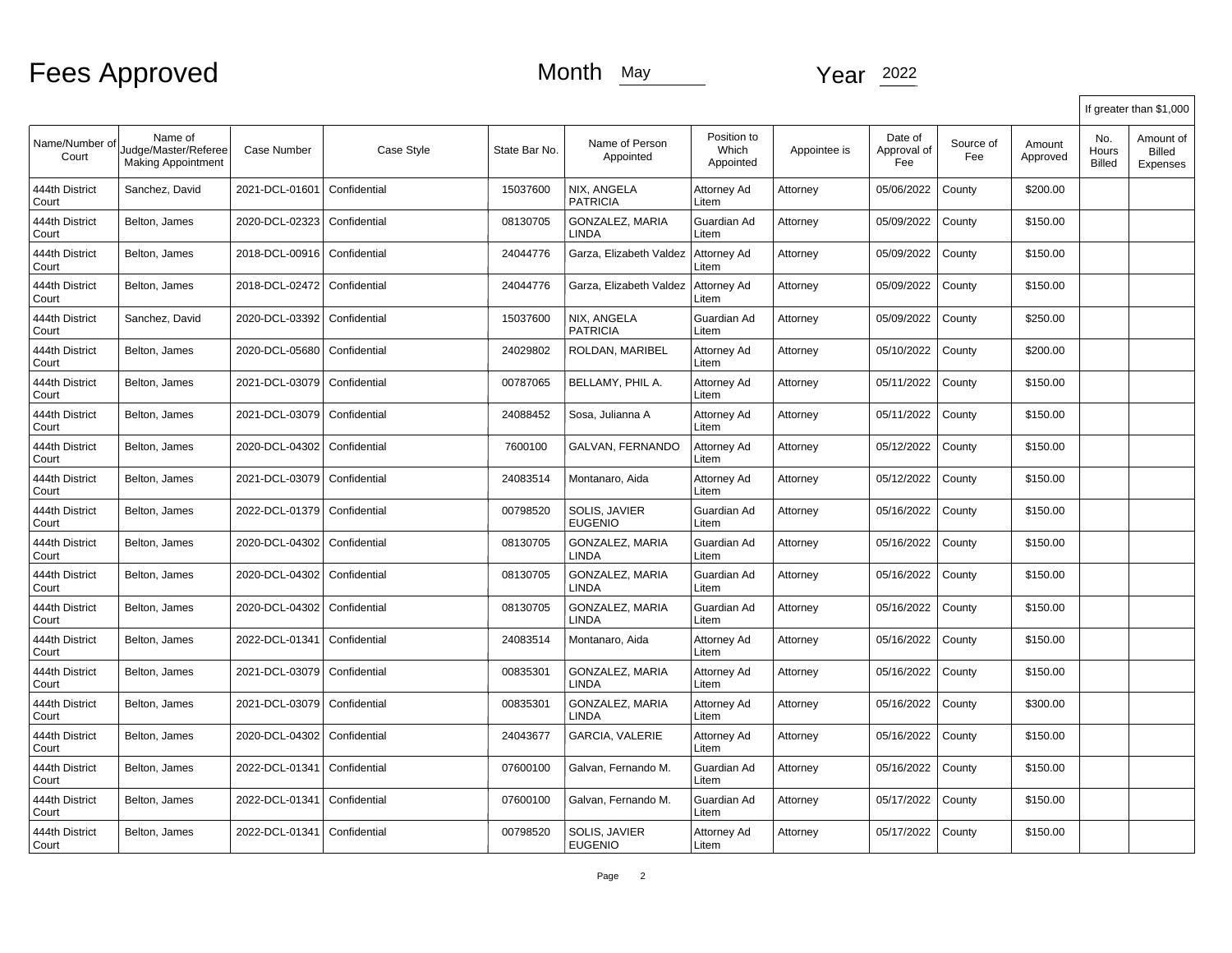# Fees Approved

Month May Year 2022

| Name/Number of Court | Name of Judge/Master/Referee Making Appointment | Case Number | Case Style | State Bar No. | Name of Person Appointed | Position to Which Appointed | Appointee is | Date of Approval of Fee | Source of Fee | Amount Approved | If greater than $1,000 No. Hours Billed | Amount of Billed Expenses |
|---|---|---|---|---|---|---|---|---|---|---|---|---|
| 444th District Court | Sanchez, David | 2021-DCL-01601 | Confidential | 15037600 | NIX, ANGELA PATRICIA | Attorney Ad Litem | Attorney | 05/06/2022 | County | $200.00 | | |
| 444th District Court | Belton, James | 2020-DCL-02323 | Confidential | 08130705 | GONZALEZ, MARIA LINDA | Guardian Ad Litem | Attorney | 05/09/2022 | County | $150.00 | | |
| 444th District Court | Belton, James | 2018-DCL-00916 | Confidential | 24044776 | Garza, Elizabeth Valdez | Attorney Ad Litem | Attorney | 05/09/2022 | County | $150.00 | | |
| 444th District Court | Belton, James | 2018-DCL-02472 | Confidential | 24044776 | Garza, Elizabeth Valdez | Attorney Ad Litem | Attorney | 05/09/2022 | County | $150.00 | | |
| 444th District Court | Sanchez, David | 2020-DCL-03392 | Confidential | 15037600 | NIX, ANGELA PATRICIA | Guardian Ad Litem | Attorney | 05/09/2022 | County | $250.00 | | |
| 444th District Court | Belton, James | 2020-DCL-05680 | Confidential | 24029802 | ROLDAN, MARIBEL | Attorney Ad Litem | Attorney | 05/10/2022 | County | $200.00 | | |
| 444th District Court | Belton, James | 2021-DCL-03079 | Confidential | 00787065 | BELLAMY, PHIL A. | Attorney Ad Litem | Attorney | 05/11/2022 | County | $150.00 | | |
| 444th District Court | Belton, James | 2021-DCL-03079 | Confidential | 24088452 | Sosa, Julianna A | Attorney Ad Litem | Attorney | 05/11/2022 | County | $150.00 | | |
| 444th District Court | Belton, James | 2020-DCL-04302 | Confidential | 7600100 | GALVAN, FERNANDO | Attorney Ad Litem | Attorney | 05/12/2022 | County | $150.00 | | |
| 444th District Court | Belton, James | 2021-DCL-03079 | Confidential | 24083514 | Montanaro, Aida | Attorney Ad Litem | Attorney | 05/12/2022 | County | $150.00 | | |
| 444th District Court | Belton, James | 2022-DCL-01379 | Confidential | 00798520 | SOLIS, JAVIER EUGENIO | Guardian Ad Litem | Attorney | 05/16/2022 | County | $150.00 | | |
| 444th District Court | Belton, James | 2020-DCL-04302 | Confidential | 08130705 | GONZALEZ, MARIA LINDA | Guardian Ad Litem | Attorney | 05/16/2022 | County | $150.00 | | |
| 444th District Court | Belton, James | 2020-DCL-04302 | Confidential | 08130705 | GONZALEZ, MARIA LINDA | Guardian Ad Litem | Attorney | 05/16/2022 | County | $150.00 | | |
| 444th District Court | Belton, James | 2020-DCL-04302 | Confidential | 08130705 | GONZALEZ, MARIA LINDA | Guardian Ad Litem | Attorney | 05/16/2022 | County | $150.00 | | |
| 444th District Court | Belton, James | 2022-DCL-01341 | Confidential | 24083514 | Montanaro, Aida | Attorney Ad Litem | Attorney | 05/16/2022 | County | $150.00 | | |
| 444th District Court | Belton, James | 2021-DCL-03079 | Confidential | 00835301 | GONZALEZ, MARIA LINDA | Attorney Ad Litem | Attorney | 05/16/2022 | County | $150.00 | | |
| 444th District Court | Belton, James | 2021-DCL-03079 | Confidential | 00835301 | GONZALEZ, MARIA LINDA | Attorney Ad Litem | Attorney | 05/16/2022 | County | $300.00 | | |
| 444th District Court | Belton, James | 2020-DCL-04302 | Confidential | 24043677 | GARCIA, VALERIE | Attorney Ad Litem | Attorney | 05/16/2022 | County | $150.00 | | |
| 444th District Court | Belton, James | 2022-DCL-01341 | Confidential | 07600100 | Galvan, Fernando M. | Guardian Ad Litem | Attorney | 05/16/2022 | County | $150.00 | | |
| 444th District Court | Belton, James | 2022-DCL-01341 | Confidential | 07600100 | Galvan, Fernando M. | Guardian Ad Litem | Attorney | 05/17/2022 | County | $150.00 | | |
| 444th District Court | Belton, James | 2022-DCL-01341 | Confidential | 00798520 | SOLIS, JAVIER EUGENIO | Attorney Ad Litem | Attorney | 05/17/2022 | County | $150.00 | | |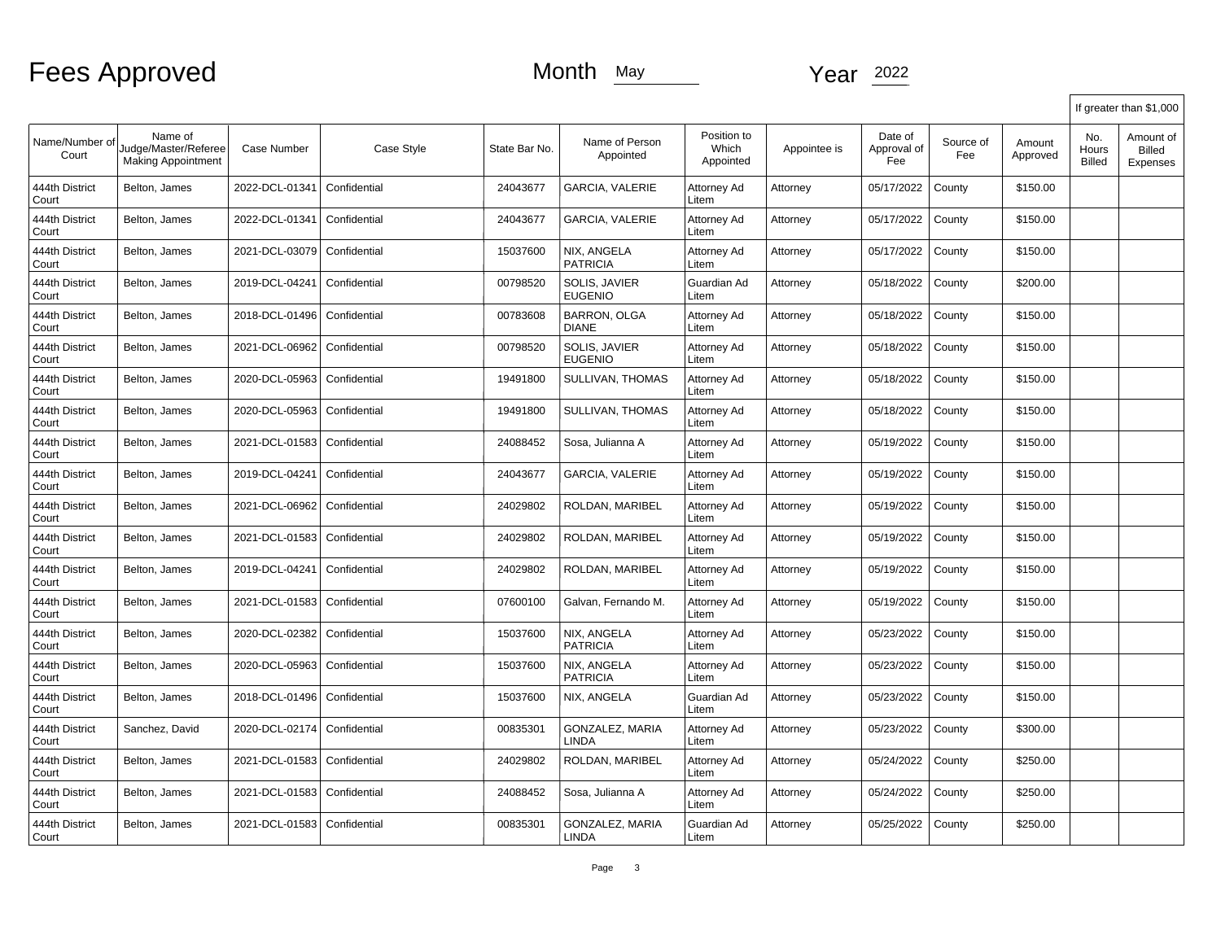# Fees Approved

Month May

Year 2022

| Name/Number of Court | Name of Judge/Master/Referee Making Appointment | Case Number | Case Style | State Bar No. | Name of Person Appointed | Position to Which Appointed | Appointee is | Date of Approval of Fee | Source of Fee | Amount Approved | If greater than $1,000 No. Hours Billed | Amount of Billed Expenses |
|---|---|---|---|---|---|---|---|---|---|---|---|---|
| 444th District Court | Belton, James | 2022-DCL-01341 | Confidential | 24043677 | GARCIA, VALERIE | Attorney Ad Litem | Attorney | 05/17/2022 | County | $150.00 | | |
| 444th District Court | Belton, James | 2022-DCL-01341 | Confidential | 24043677 | GARCIA, VALERIE | Attorney Ad Litem | Attorney | 05/17/2022 | County | $150.00 | | |
| 444th District Court | Belton, James | 2021-DCL-03079 | Confidential | 15037600 | NIX, ANGELA PATRICIA | Attorney Ad Litem | Attorney | 05/17/2022 | County | $150.00 | | |
| 444th District Court | Belton, James | 2019-DCL-04241 | Confidential | 00798520 | SOLIS, JAVIER EUGENIO | Guardian Ad Litem | Attorney | 05/18/2022 | County | $200.00 | | |
| 444th District Court | Belton, James | 2018-DCL-01496 | Confidential | 00783608 | BARRON, OLGA DIANE | Attorney Ad Litem | Attorney | 05/18/2022 | County | $150.00 | | |
| 444th District Court | Belton, James | 2021-DCL-06962 | Confidential | 00798520 | SOLIS, JAVIER EUGENIO | Attorney Ad Litem | Attorney | 05/18/2022 | County | $150.00 | | |
| 444th District Court | Belton, James | 2020-DCL-05963 | Confidential | 19491800 | SULLIVAN, THOMAS | Attorney Ad Litem | Attorney | 05/18/2022 | County | $150.00 | | |
| 444th District Court | Belton, James | 2020-DCL-05963 | Confidential | 19491800 | SULLIVAN, THOMAS | Attorney Ad Litem | Attorney | 05/18/2022 | County | $150.00 | | |
| 444th District Court | Belton, James | 2021-DCL-01583 | Confidential | 24088452 | Sosa, Julianna A | Attorney Ad Litem | Attorney | 05/19/2022 | County | $150.00 | | |
| 444th District Court | Belton, James | 2019-DCL-04241 | Confidential | 24043677 | GARCIA, VALERIE | Attorney Ad Litem | Attorney | 05/19/2022 | County | $150.00 | | |
| 444th District Court | Belton, James | 2021-DCL-06962 | Confidential | 24029802 | ROLDAN, MARIBEL | Attorney Ad Litem | Attorney | 05/19/2022 | County | $150.00 | | |
| 444th District Court | Belton, James | 2021-DCL-01583 | Confidential | 24029802 | ROLDAN, MARIBEL | Attorney Ad Litem | Attorney | 05/19/2022 | County | $150.00 | | |
| 444th District Court | Belton, James | 2019-DCL-04241 | Confidential | 24029802 | ROLDAN, MARIBEL | Attorney Ad Litem | Attorney | 05/19/2022 | County | $150.00 | | |
| 444th District Court | Belton, James | 2021-DCL-01583 | Confidential | 07600100 | Galvan, Fernando M. | Attorney Ad Litem | Attorney | 05/19/2022 | County | $150.00 | | |
| 444th District Court | Belton, James | 2020-DCL-02382 | Confidential | 15037600 | NIX, ANGELA PATRICIA | Attorney Ad Litem | Attorney | 05/23/2022 | County | $150.00 | | |
| 444th District Court | Belton, James | 2020-DCL-05963 | Confidential | 15037600 | NIX, ANGELA PATRICIA | Attorney Ad Litem | Attorney | 05/23/2022 | County | $150.00 | | |
| 444th District Court | Belton, James | 2018-DCL-01496 | Confidential | 15037600 | NIX, ANGELA | Guardian Ad Litem | Attorney | 05/23/2022 | County | $150.00 | | |
| 444th District Court | Sanchez, David | 2020-DCL-02174 | Confidential | 00835301 | GONZALEZ, MARIA LINDA | Attorney Ad Litem | Attorney | 05/23/2022 | County | $300.00 | | |
| 444th District Court | Belton, James | 2021-DCL-01583 | Confidential | 24029802 | ROLDAN, MARIBEL | Attorney Ad Litem | Attorney | 05/24/2022 | County | $250.00 | | |
| 444th District Court | Belton, James | 2021-DCL-01583 | Confidential | 24088452 | Sosa, Julianna A | Attorney Ad Litem | Attorney | 05/24/2022 | County | $250.00 | | |
| 444th District Court | Belton, James | 2021-DCL-01583 | Confidential | 00835301 | GONZALEZ, MARIA LINDA | Guardian Ad Litem | Attorney | 05/25/2022 | County | $250.00 | | |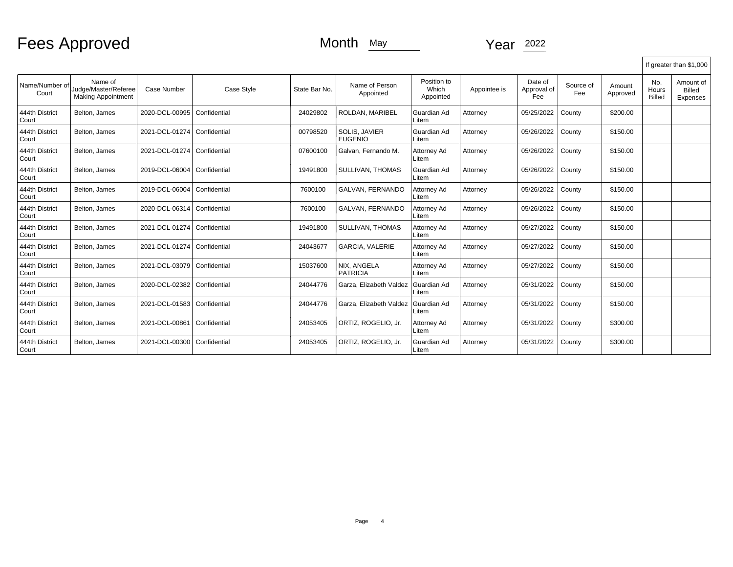# Fees Approved

Month May Year 2022

| Name/Number of Court | Name of Judge/Master/Referee Making Appointment | Case Number | Case Style | State Bar No. | Name of Person Appointed | Position to Which Appointed | Appointee is | Date of Approval of Fee | Source of Fee | Amount Approved | If greater than $1,000 | |
|---|---|---|---|---|---|---|---|---|---|---|---|---|
| | | | | | | | | | | | No. Hours Billed | Amount of Billed Expenses |
| 444th District Court | Belton, James | 2020-DCL-00995 | Confidential | 24029802 | ROLDAN, MARIBEL | Guardian Ad Litem | Attorney | 05/25/2022 | County | $200.00 | | |
| 444th District Court | Belton, James | 2021-DCL-01274 | Confidential | 00798520 | SOLIS, JAVIER EUGENIO | Guardian Ad Litem | Attorney | 05/26/2022 | County | $150.00 | | |
| 444th District Court | Belton, James | 2021-DCL-01274 | Confidential | 07600100 | Galvan, Fernando M. | Attorney Ad Litem | Attorney | 05/26/2022 | County | $150.00 | | |
| 444th District Court | Belton, James | 2019-DCL-06004 | Confidential | 19491800 | SULLIVAN, THOMAS | Guardian Ad Litem | Attorney | 05/26/2022 | County | $150.00 | | |
| 444th District Court | Belton, James | 2019-DCL-06004 | Confidential | 7600100 | GALVAN, FERNANDO | Attorney Ad Litem | Attorney | 05/26/2022 | County | $150.00 | | |
| 444th District Court | Belton, James | 2020-DCL-06314 | Confidential | 7600100 | GALVAN, FERNANDO | Attorney Ad Litem | Attorney | 05/26/2022 | County | $150.00 | | |
| 444th District Court | Belton, James | 2021-DCL-01274 | Confidential | 19491800 | SULLIVAN, THOMAS | Attorney Ad Litem | Attorney | 05/27/2022 | County | $150.00 | | |
| 444th District Court | Belton, James | 2021-DCL-01274 | Confidential | 24043677 | GARCIA, VALERIE | Attorney Ad Litem | Attorney | 05/27/2022 | County | $150.00 | | |
| 444th District Court | Belton, James | 2021-DCL-03079 | Confidential | 15037600 | NIX, ANGELA PATRICIA | Attorney Ad Litem | Attorney | 05/27/2022 | County | $150.00 | | |
| 444th District Court | Belton, James | 2020-DCL-02382 | Confidential | 24044776 | Garza, Elizabeth Valdez | Guardian Ad Litem | Attorney | 05/31/2022 | County | $150.00 | | |
| 444th District Court | Belton, James | 2021-DCL-01583 | Confidential | 24044776 | Garza, Elizabeth Valdez | Guardian Ad Litem | Attorney | 05/31/2022 | County | $150.00 | | |
| 444th District Court | Belton, James | 2021-DCL-00861 | Confidential | 24053405 | ORTIZ, ROGELIO, Jr. | Attorney Ad Litem | Attorney | 05/31/2022 | County | $300.00 | | |
| 444th District Court | Belton, James | 2021-DCL-00300 | Confidential | 24053405 | ORTIZ, ROGELIO, Jr. | Guardian Ad Litem | Attorney | 05/31/2022 | County | $300.00 | | |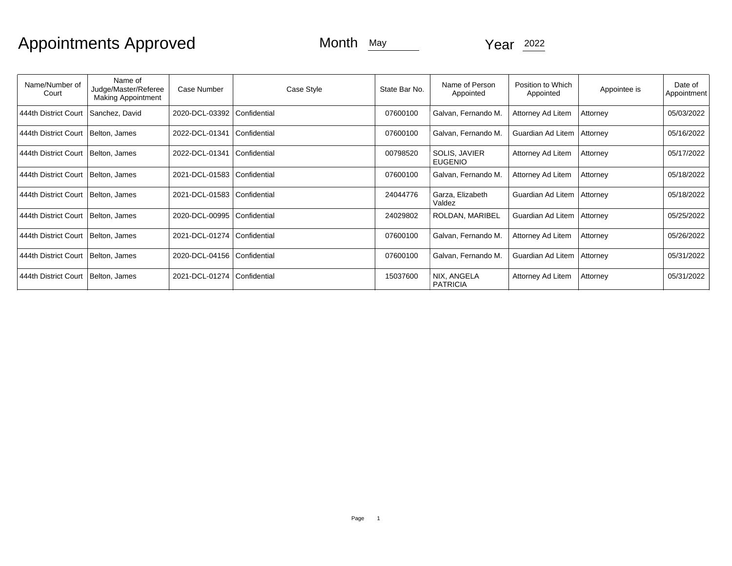# Appointments Approved

Month May

Year 2022

| Name/Number of Court | Name of Judge/Master/Referee Making Appointment | Case Number | Case Style | State Bar No. | Name of Person Appointed | Position to Which Appointed | Appointee is | Date of Appointment |
|---|---|---|---|---|---|---|---|---|
| 444th District Court | Sanchez, David | 2020-DCL-03392 | Confidential | 07600100 | Galvan, Fernando M. | Attorney Ad Litem | Attorney | 05/03/2022 |
| 444th District Court | Belton, James | 2022-DCL-01341 | Confidential | 07600100 | Galvan, Fernando M. | Guardian Ad Litem | Attorney | 05/16/2022 |
| 444th District Court | Belton, James | 2022-DCL-01341 | Confidential | 00798520 | SOLIS, JAVIER EUGENIO | Attorney Ad Litem | Attorney | 05/17/2022 |
| 444th District Court | Belton, James | 2021-DCL-01583 | Confidential | 07600100 | Galvan, Fernando M. | Attorney Ad Litem | Attorney | 05/18/2022 |
| 444th District Court | Belton, James | 2021-DCL-01583 | Confidential | 24044776 | Garza, Elizabeth Valdez | Guardian Ad Litem | Attorney | 05/18/2022 |
| 444th District Court | Belton, James | 2020-DCL-00995 | Confidential | 24029802 | ROLDAN, MARIBEL | Guardian Ad Litem | Attorney | 05/25/2022 |
| 444th District Court | Belton, James | 2021-DCL-01274 | Confidential | 07600100 | Galvan, Fernando M. | Attorney Ad Litem | Attorney | 05/26/2022 |
| 444th District Court | Belton, James | 2020-DCL-04156 | Confidential | 07600100 | Galvan, Fernando M. | Guardian Ad Litem | Attorney | 05/31/2022 |
| 444th District Court | Belton, James | 2021-DCL-01274 | Confidential | 15037600 | NIX, ANGELA PATRICIA | Attorney Ad Litem | Attorney | 05/31/2022 |